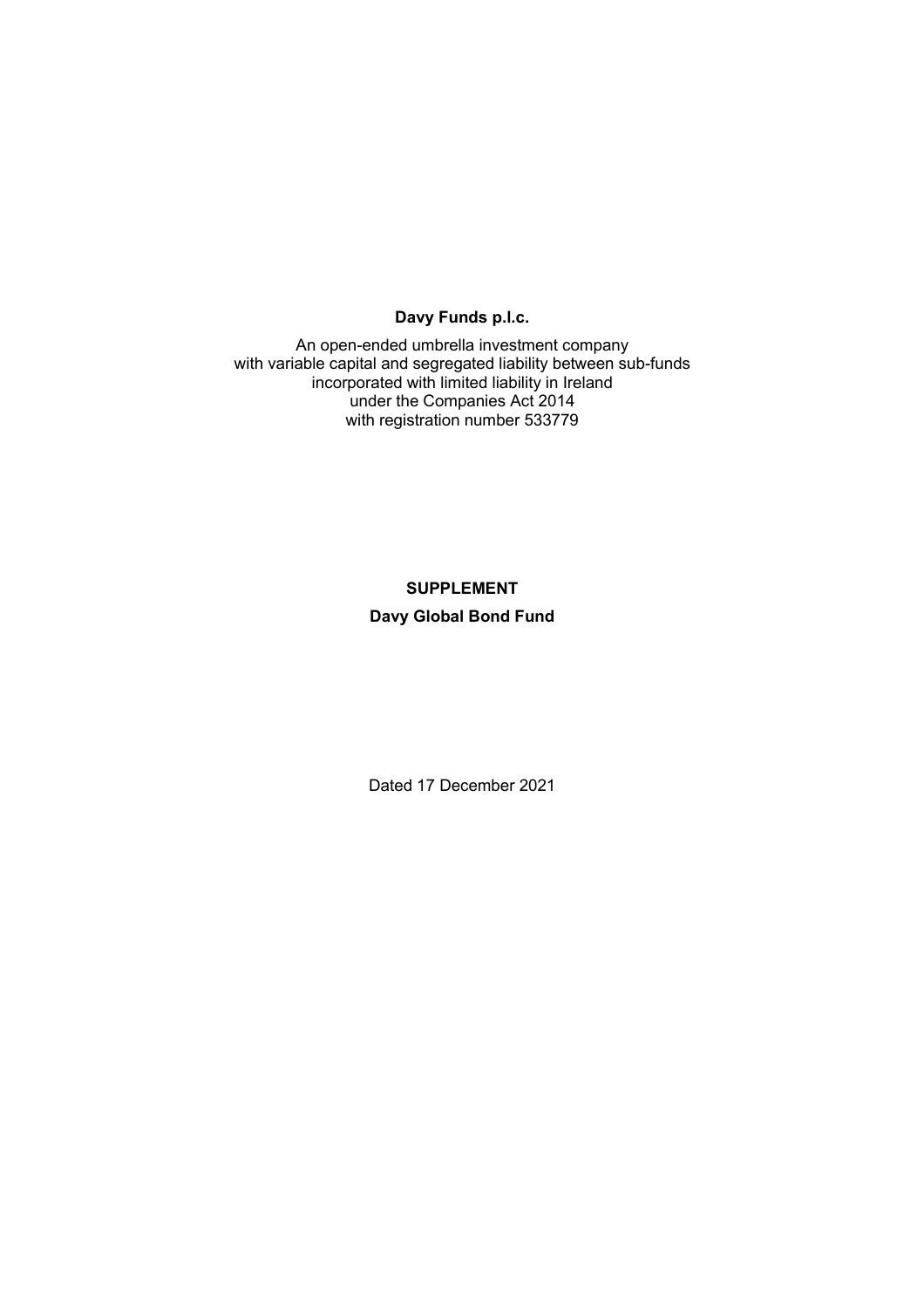**Davy Funds p.l.c.**

An open-ended umbrella investment company
with variable capital and segregated liability between sub-funds
incorporated with limited liability in Ireland
under the Companies Act 2014
with registration number 533779

**SUPPLEMENT**

**Davy Global Bond Fund**

Dated 17 December 2021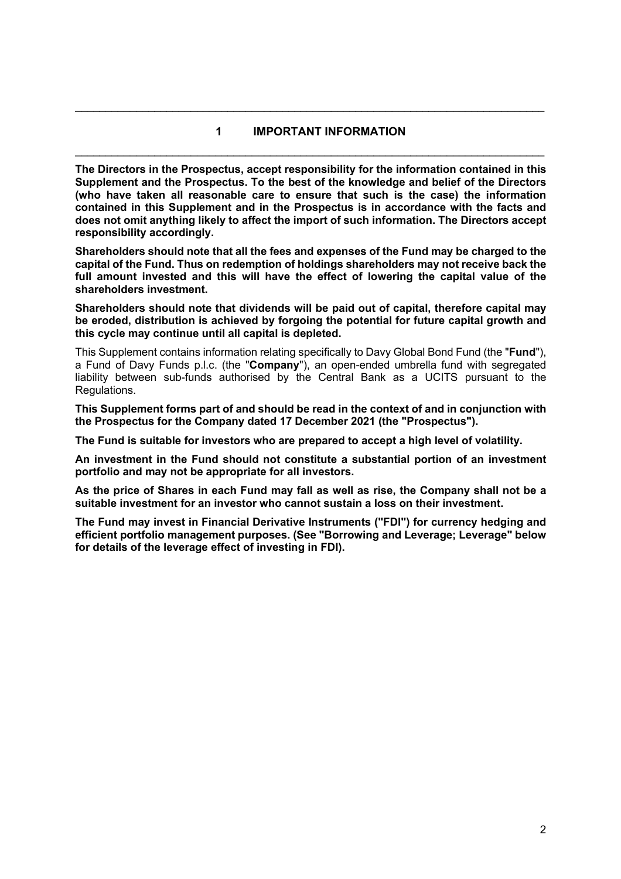# 1 IMPORTANT INFORMATION

**The Directors in the Prospectus, accept responsibility for the information contained in this Supplement and the Prospectus. To the best of the knowledge and belief of the Directors (who have taken all reasonable care to ensure that such is the case) the information contained in this Supplement and in the Prospectus is in accordance with the facts and does not omit anything likely to affect the import of such information. The Directors accept responsibility accordingly.**

**Shareholders should note that all the fees and expenses of the Fund may be charged to the capital of the Fund. Thus on redemption of holdings shareholders may not receive back the full amount invested and this will have the effect of lowering the capital value of the shareholders investment.**

**Shareholders should note that dividends will be paid out of capital, therefore capital may be eroded, distribution is achieved by forgoing the potential for future capital growth and this cycle may continue until all capital is depleted.**

This Supplement contains information relating specifically to Davy Global Bond Fund (the "**Fund**"), a Fund of Davy Funds p.l.c. (the "**Company**"), an open-ended umbrella fund with segregated liability between sub-funds authorised by the Central Bank as a UCITS pursuant to the Regulations.

**This Supplement forms part of and should be read in the context of and in conjunction with the Prospectus for the Company dated 17 December 2021 (the "Prospectus").**

**The Fund is suitable for investors who are prepared to accept a high level of volatility.**

**An investment in the Fund should not constitute a substantial portion of an investment portfolio and may not be appropriate for all investors.**

**As the price of Shares in each Fund may fall as well as rise, the Company shall not be a suitable investment for an investor who cannot sustain a loss on their investment.**

**The Fund may invest in Financial Derivative Instruments ("FDI") for currency hedging and efficient portfolio management purposes. (See "Borrowing and Leverage; Leverage" below for details of the leverage effect of investing in FDI).**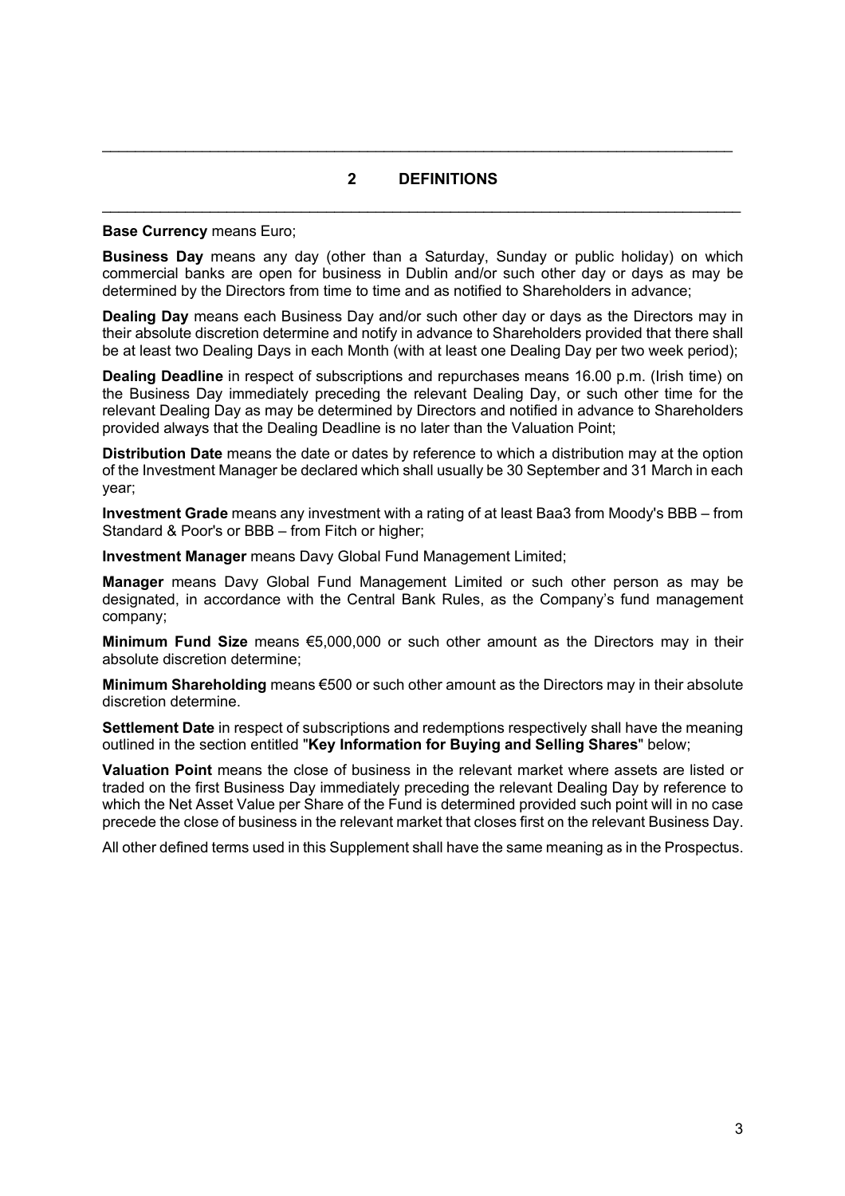## 2 DEFINITIONS

**Base Currency** means Euro;

**Business Day** means any day (other than a Saturday, Sunday or public holiday) on which commercial banks are open for business in Dublin and/or such other day or days as may be determined by the Directors from time to time and as notified to Shareholders in advance;

**Dealing Day** means each Business Day and/or such other day or days as the Directors may in their absolute discretion determine and notify in advance to Shareholders provided that there shall be at least two Dealing Days in each Month (with at least one Dealing Day per two week period);

**Dealing Deadline** in respect of subscriptions and repurchases means 16.00 p.m. (Irish time) on the Business Day immediately preceding the relevant Dealing Day, or such other time for the relevant Dealing Day as may be determined by Directors and notified in advance to Shareholders provided always that the Dealing Deadline is no later than the Valuation Point;

**Distribution Date** means the date or dates by reference to which a distribution may at the option of the Investment Manager be declared which shall usually be 30 September and 31 March in each year;

**Investment Grade** means any investment with a rating of at least Baa3 from Moody's BBB – from Standard & Poor's or BBB – from Fitch or higher;

**Investment Manager** means Davy Global Fund Management Limited;

**Manager** means Davy Global Fund Management Limited or such other person as may be designated, in accordance with the Central Bank Rules, as the Company's fund management company;

**Minimum Fund Size** means €5,000,000 or such other amount as the Directors may in their absolute discretion determine;

**Minimum Shareholding** means €500 or such other amount as the Directors may in their absolute discretion determine.

**Settlement Date** in respect of subscriptions and redemptions respectively shall have the meaning outlined in the section entitled "**Key Information for Buying and Selling Shares**" below;

**Valuation Point** means the close of business in the relevant market where assets are listed or traded on the first Business Day immediately preceding the relevant Dealing Day by reference to which the Net Asset Value per Share of the Fund is determined provided such point will in no case precede the close of business in the relevant market that closes first on the relevant Business Day.

All other defined terms used in this Supplement shall have the same meaning as in the Prospectus.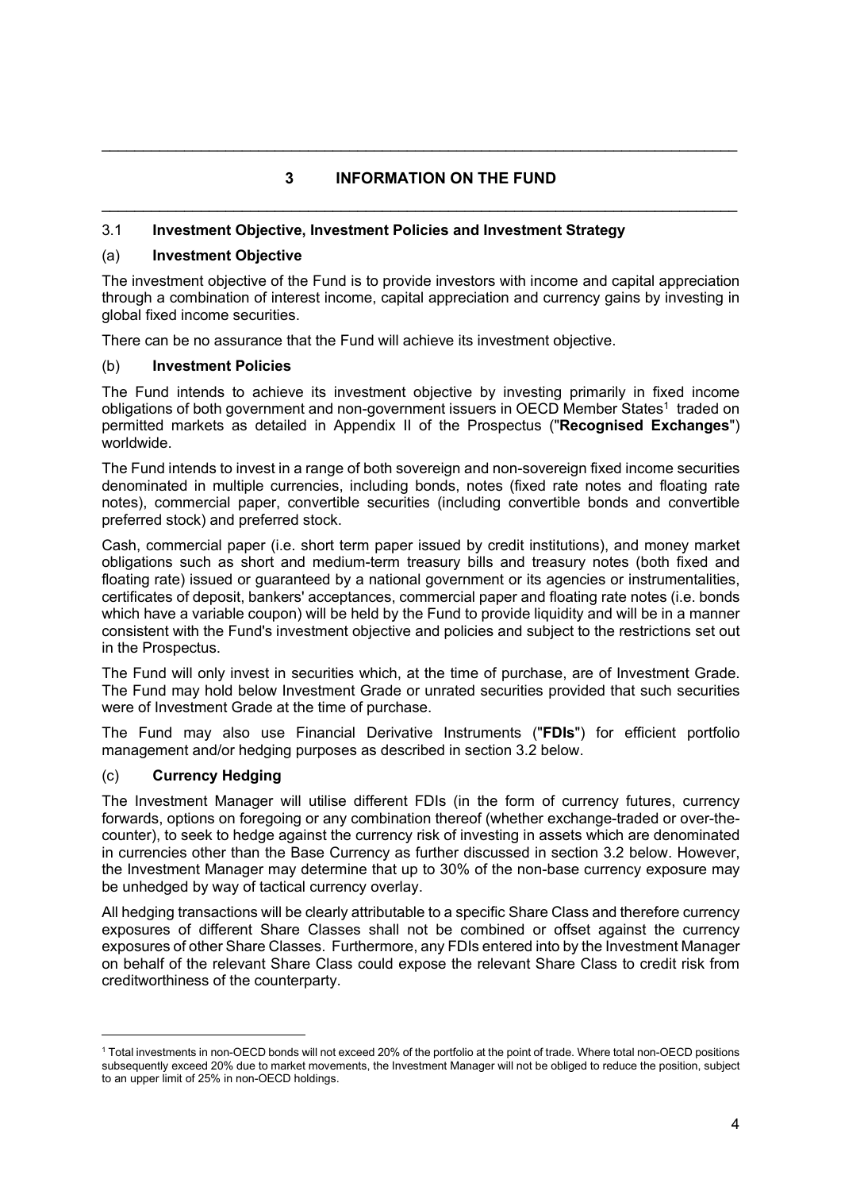# 3 INFORMATION ON THE FUND

## 3.1 Investment Objective, Investment Policies and Investment Strategy

### (a) Investment Objective

The investment objective of the Fund is to provide investors with income and capital appreciation through a combination of interest income, capital appreciation and currency gains by investing in global fixed income securities.

There can be no assurance that the Fund will achieve its investment objective.

### (b) Investment Policies

The Fund intends to achieve its investment objective by investing primarily in fixed income obligations of both government and non-government issuers in OECD Member States[1] traded on permitted markets as detailed in Appendix II of the Prospectus ("**Recognised Exchanges**") worldwide.

The Fund intends to invest in a range of both sovereign and non-sovereign fixed income securities denominated in multiple currencies, including bonds, notes (fixed rate notes and floating rate notes), commercial paper, convertible securities (including convertible bonds and convertible preferred stock) and preferred stock.

Cash, commercial paper (i.e. short term paper issued by credit institutions), and money market obligations such as short and medium-term treasury bills and treasury notes (both fixed and floating rate) issued or guaranteed by a national government or its agencies or instrumentalities, certificates of deposit, bankers' acceptances, commercial paper and floating rate notes (i.e. bonds which have a variable coupon) will be held by the Fund to provide liquidity and will be in a manner consistent with the Fund's investment objective and policies and subject to the restrictions set out in the Prospectus.

The Fund will only invest in securities which, at the time of purchase, are of Investment Grade. The Fund may hold below Investment Grade or unrated securities provided that such securities were of Investment Grade at the time of purchase.

The Fund may also use Financial Derivative Instruments ("**FDIs**") for efficient portfolio management and/or hedging purposes as described in section 3.2 below.

### (c) Currency Hedging

The Investment Manager will utilise different FDIs (in the form of currency futures, currency forwards, options on foregoing or any combination thereof (whether exchange-traded or over-the-counter), to seek to hedge against the currency risk of investing in assets which are denominated in currencies other than the Base Currency as further discussed in section 3.2 below. However, the Investment Manager may determine that up to 30% of the non-base currency exposure may be unhedged by way of tactical currency overlay.

All hedging transactions will be clearly attributable to a specific Share Class and therefore currency exposures of different Share Classes shall not be combined or offset against the currency exposures of other Share Classes. Furthermore, any FDIs entered into by the Investment Manager on behalf of the relevant Share Class could expose the relevant Share Class to credit risk from creditworthiness of the counterparty.

---

[1] Total investments in non-OECD bonds will not exceed 20% of the portfolio at the point of trade. Where total non-OECD positions subsequently exceed 20% due to market movements, the Investment Manager will not be obliged to reduce the position, subject to an upper limit of 25% in non-OECD holdings.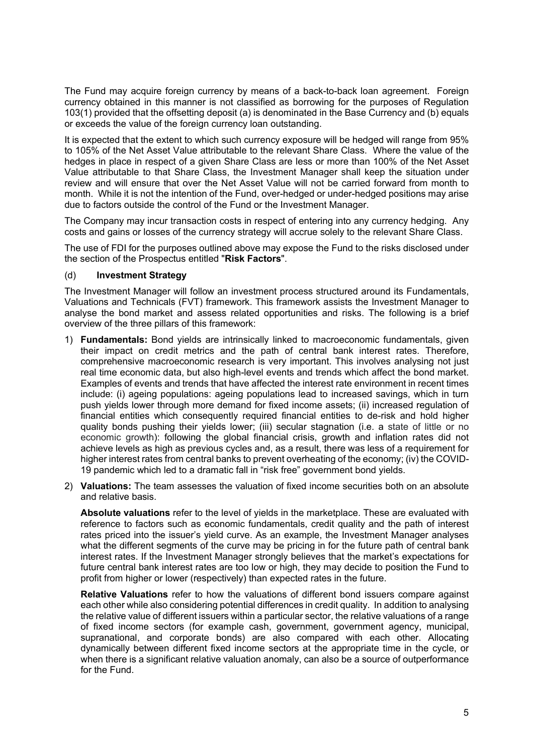The Fund may acquire foreign currency by means of a back-to-back loan agreement. Foreign currency obtained in this manner is not classified as borrowing for the purposes of Regulation 103(1) provided that the offsetting deposit (a) is denominated in the Base Currency and (b) equals or exceeds the value of the foreign currency loan outstanding.

It is expected that the extent to which such currency exposure will be hedged will range from 95% to 105% of the Net Asset Value attributable to the relevant Share Class. Where the value of the hedges in place in respect of a given Share Class are less or more than 100% of the Net Asset Value attributable to that Share Class, the Investment Manager shall keep the situation under review and will ensure that over the Net Asset Value will not be carried forward from month to month. While it is not the intention of the Fund, over-hedged or under-hedged positions may arise due to factors outside the control of the Fund or the Investment Manager.

The Company may incur transaction costs in respect of entering into any currency hedging. Any costs and gains or losses of the currency strategy will accrue solely to the relevant Share Class.

The use of FDI for the purposes outlined above may expose the Fund to the risks disclosed under the section of the Prospectus entitled "**Risk Factors**".

(d) **Investment Strategy**

The Investment Manager will follow an investment process structured around its Fundamentals, Valuations and Technicals (FVT) framework. This framework assists the Investment Manager to analyse the bond market and assess related opportunities and risks. The following is a brief overview of the three pillars of this framework:

1) **Fundamentals:** Bond yields are intrinsically linked to macroeconomic fundamentals, given their impact on credit metrics and the path of central bank interest rates. Therefore, comprehensive macroeconomic research is very important. This involves analysing not just real time economic data, but also high-level events and trends which affect the bond market. Examples of events and trends that have affected the interest rate environment in recent times include: (i) ageing populations: ageing populations lead to increased savings, which in turn push yields lower through more demand for fixed income assets; (ii) increased regulation of financial entities which consequently required financial entities to de-risk and hold higher quality bonds pushing their yields lower; (iii) secular stagnation (i.e. a state of little or no economic growth): following the global financial crisis, growth and inflation rates did not achieve levels as high as previous cycles and, as a result, there was less of a requirement for higher interest rates from central banks to prevent overheating of the economy; (iv) the COVID-19 pandemic which led to a dramatic fall in "risk free" government bond yields.

2) **Valuations:** The team assesses the valuation of fixed income securities both on an absolute and relative basis.

   **Absolute valuations** refer to the level of yields in the marketplace. These are evaluated with reference to factors such as economic fundamentals, credit quality and the path of interest rates priced into the issuer's yield curve. As an example, the Investment Manager analyses what the different segments of the curve may be pricing in for the future path of central bank interest rates. If the Investment Manager strongly believes that the market's expectations for future central bank interest rates are too low or high, they may decide to position the Fund to profit from higher or lower (respectively) than expected rates in the future.

   **Relative Valuations** refer to how the valuations of different bond issuers compare against each other while also considering potential differences in credit quality. In addition to analysing the relative value of different issuers within a particular sector, the relative valuations of a range of fixed income sectors (for example cash, government, government agency, municipal, supranational, and corporate bonds) are also compared with each other. Allocating dynamically between different fixed income sectors at the appropriate time in the cycle, or when there is a significant relative valuation anomaly, can also be a source of outperformance for the Fund.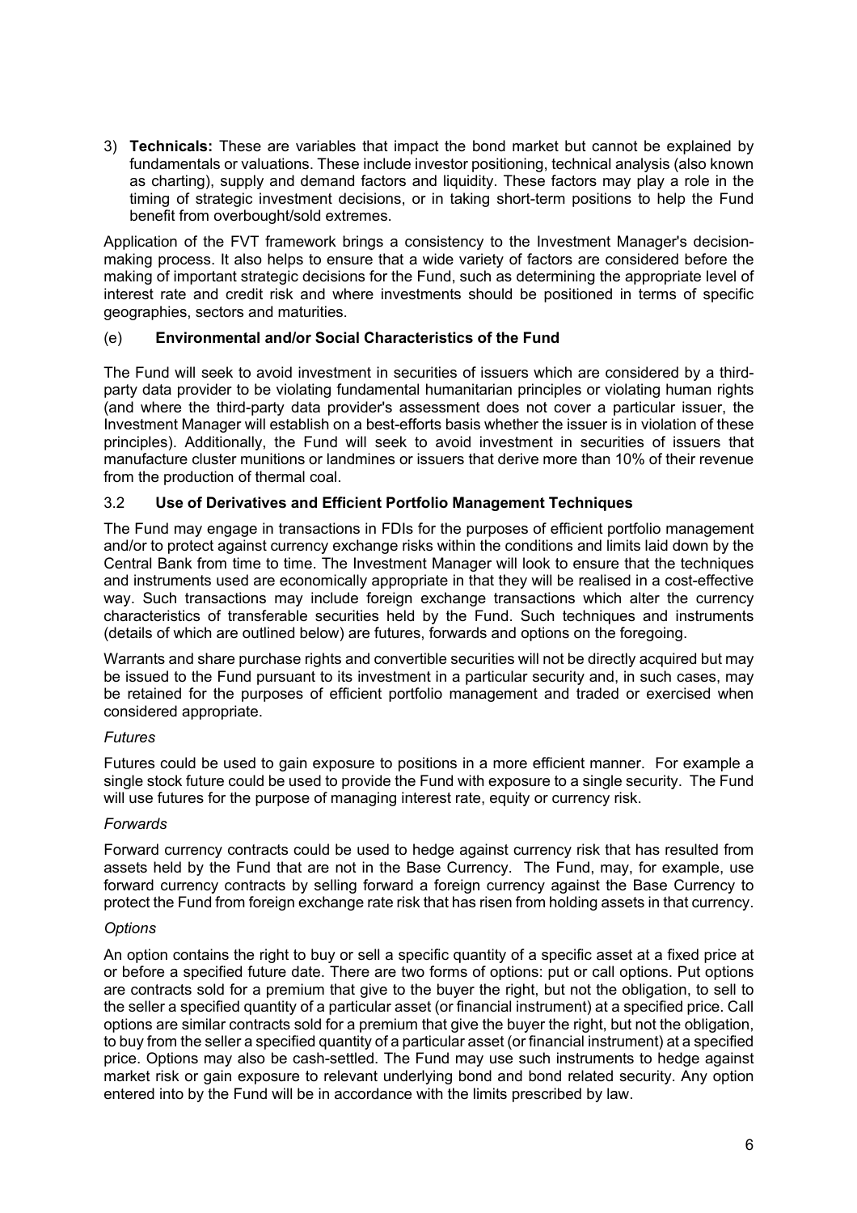3) **Technicals:** These are variables that impact the bond market but cannot be explained by fundamentals or valuations. These include investor positioning, technical analysis (also known as charting), supply and demand factors and liquidity. These factors may play a role in the timing of strategic investment decisions, or in taking short-term positions to help the Fund benefit from overbought/sold extremes.

Application of the FVT framework brings a consistency to the Investment Manager's decision-making process. It also helps to ensure that a wide variety of factors are considered before the making of important strategic decisions for the Fund, such as determining the appropriate level of interest rate and credit risk and where investments should be positioned in terms of specific geographies, sectors and maturities.

### (e) Environmental and/or Social Characteristics of the Fund

The Fund will seek to avoid investment in securities of issuers which are considered by a third-party data provider to be violating fundamental humanitarian principles or violating human rights (and where the third-party data provider's assessment does not cover a particular issuer, the Investment Manager will establish on a best-efforts basis whether the issuer is in violation of these principles). Additionally, the Fund will seek to avoid investment in securities of issuers that manufacture cluster munitions or landmines or issuers that derive more than 10% of their revenue from the production of thermal coal.

## 3.2 Use of Derivatives and Efficient Portfolio Management Techniques

The Fund may engage in transactions in FDIs for the purposes of efficient portfolio management and/or to protect against currency exchange risks within the conditions and limits laid down by the Central Bank from time to time. The Investment Manager will look to ensure that the techniques and instruments used are economically appropriate in that they will be realised in a cost-effective way. Such transactions may include foreign exchange transactions which alter the currency characteristics of transferable securities held by the Fund. Such techniques and instruments (details of which are outlined below) are futures, forwards and options on the foregoing.

Warrants and share purchase rights and convertible securities will not be directly acquired but may be issued to the Fund pursuant to its investment in a particular security and, in such cases, may be retained for the purposes of efficient portfolio management and traded or exercised when considered appropriate.

*Futures*

Futures could be used to gain exposure to positions in a more efficient manner. For example a single stock future could be used to provide the Fund with exposure to a single security. The Fund will use futures for the purpose of managing interest rate, equity or currency risk.

*Forwards*

Forward currency contracts could be used to hedge against currency risk that has resulted from assets held by the Fund that are not in the Base Currency. The Fund, may, for example, use forward currency contracts by selling forward a foreign currency against the Base Currency to protect the Fund from foreign exchange rate risk that has risen from holding assets in that currency.

*Options*

An option contains the right to buy or sell a specific quantity of a specific asset at a fixed price at or before a specified future date. There are two forms of options: put or call options. Put options are contracts sold for a premium that give to the buyer the right, but not the obligation, to sell to the seller a specified quantity of a particular asset (or financial instrument) at a specified price. Call options are similar contracts sold for a premium that give the buyer the right, but not the obligation, to buy from the seller a specified quantity of a particular asset (or financial instrument) at a specified price. Options may also be cash-settled. The Fund may use such instruments to hedge against market risk or gain exposure to relevant underlying bond and bond related security. Any option entered into by the Fund will be in accordance with the limits prescribed by law.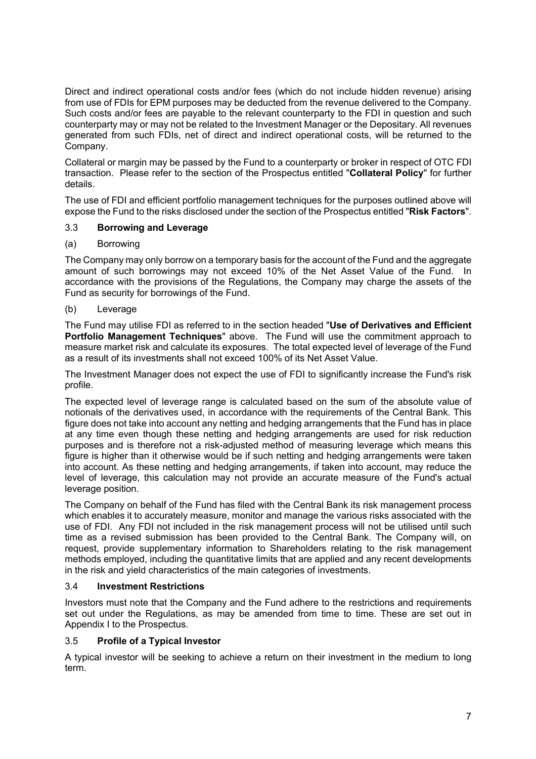Direct and indirect operational costs and/or fees (which do not include hidden revenue) arising from use of FDIs for EPM purposes may be deducted from the revenue delivered to the Company. Such costs and/or fees are payable to the relevant counterparty to the FDI in question and such counterparty may or may not be related to the Investment Manager or the Depositary. All revenues generated from such FDIs, net of direct and indirect operational costs, will be returned to the Company.

Collateral or margin may be passed by the Fund to a counterparty or broker in respect of OTC FDI transaction. Please refer to the section of the Prospectus entitled "**Collateral Policy**" for further details.

The use of FDI and efficient portfolio management techniques for the purposes outlined above will expose the Fund to the risks disclosed under the section of the Prospectus entitled "**Risk Factors**".

### 3.3 **Borrowing and Leverage**

(a) Borrowing

The Company may only borrow on a temporary basis for the account of the Fund and the aggregate amount of such borrowings may not exceed 10% of the Net Asset Value of the Fund. In accordance with the provisions of the Regulations, the Company may charge the assets of the Fund as security for borrowings of the Fund.

(b) Leverage

The Fund may utilise FDI as referred to in the section headed "**Use of Derivatives and Efficient Portfolio Management Techniques**" above. The Fund will use the commitment approach to measure market risk and calculate its exposures. The total expected level of leverage of the Fund as a result of its investments shall not exceed 100% of its Net Asset Value.

The Investment Manager does not expect the use of FDI to significantly increase the Fund's risk profile.

The expected level of leverage range is calculated based on the sum of the absolute value of notionals of the derivatives used, in accordance with the requirements of the Central Bank. This figure does not take into account any netting and hedging arrangements that the Fund has in place at any time even though these netting and hedging arrangements are used for risk reduction purposes and is therefore not a risk-adjusted method of measuring leverage which means this figure is higher than it otherwise would be if such netting and hedging arrangements were taken into account. As these netting and hedging arrangements, if taken into account, may reduce the level of leverage, this calculation may not provide an accurate measure of the Fund's actual leverage position.

The Company on behalf of the Fund has filed with the Central Bank its risk management process which enables it to accurately measure, monitor and manage the various risks associated with the use of FDI. Any FDI not included in the risk management process will not be utilised until such time as a revised submission has been provided to the Central Bank. The Company will, on request, provide supplementary information to Shareholders relating to the risk management methods employed, including the quantitative limits that are applied and any recent developments in the risk and yield characteristics of the main categories of investments.

### 3.4 **Investment Restrictions**

Investors must note that the Company and the Fund adhere to the restrictions and requirements set out under the Regulations, as may be amended from time to time. These are set out in Appendix I to the Prospectus.

### 3.5 **Profile of a Typical Investor**

A typical investor will be seeking to achieve a return on their investment in the medium to long term.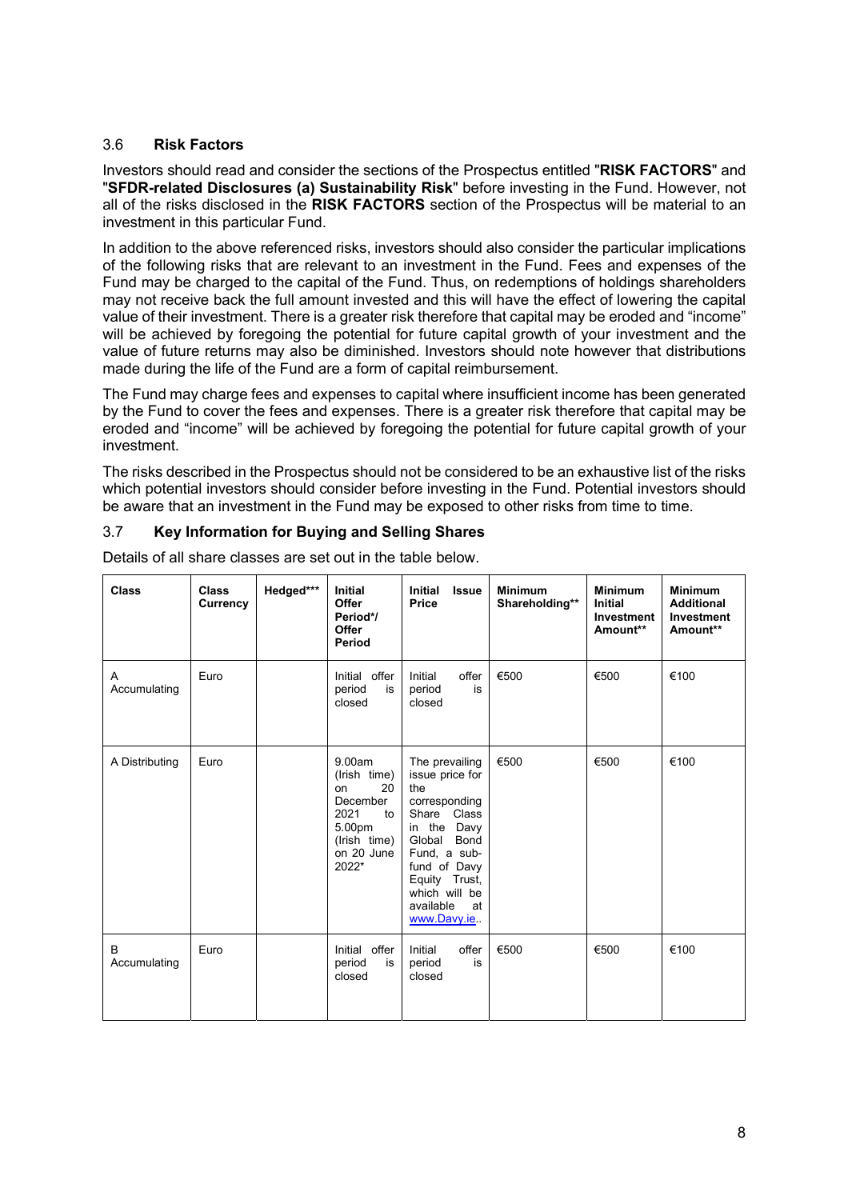## 3.6 Risk Factors

Investors should read and consider the sections of the Prospectus entitled "**RISK FACTORS**" and "**SFDR-related Disclosures (a) Sustainability Risk**" before investing in the Fund. However, not all of the risks disclosed in the **RISK FACTORS** section of the Prospectus will be material to an investment in this particular Fund.

In addition to the above referenced risks, investors should also consider the particular implications of the following risks that are relevant to an investment in the Fund. Fees and expenses of the Fund may be charged to the capital of the Fund. Thus, on redemptions of holdings shareholders may not receive back the full amount invested and this will have the effect of lowering the capital value of their investment. There is a greater risk therefore that capital may be eroded and "income" will be achieved by foregoing the potential for future capital growth of your investment and the value of future returns may also be diminished. Investors should note however that distributions made during the life of the Fund are a form of capital reimbursement.

The Fund may charge fees and expenses to capital where insufficient income has been generated by the Fund to cover the fees and expenses. There is a greater risk therefore that capital may be eroded and "income" will be achieved by foregoing the potential for future capital growth of your investment.

The risks described in the Prospectus should not be considered to be an exhaustive list of the risks which potential investors should consider before investing in the Fund. Potential investors should be aware that an investment in the Fund may be exposed to other risks from time to time.

## 3.7 Key Information for Buying and Selling Shares

Details of all share classes are set out in the table below.

| Class | Class Currency | Hedged*** | Initial Offer Period*/ Offer Period | Initial Issue Price | Minimum Shareholding** | Minimum Initial Investment Amount** | Minimum Additional Investment Amount** |
|---|---|---|---|---|---|---|---|
| A Accumulating | Euro | | Initial offer period is closed | Initial offer period is closed | €500 | €500 | €100 |
| A Distributing | Euro | | 9.00am (Irish time) on 20 December 2021 to 5.00pm (Irish time) on 20 June 2022* | The prevailing issue price for the corresponding Share Class in the Davy Global Bond Fund, a sub-fund of Davy Equity Trust, which will be available at www.Davy.ie.. | €500 | €500 | €100 |
| B Accumulating | Euro | | Initial offer period is closed | Initial offer period is closed | €500 | €500 | €100 |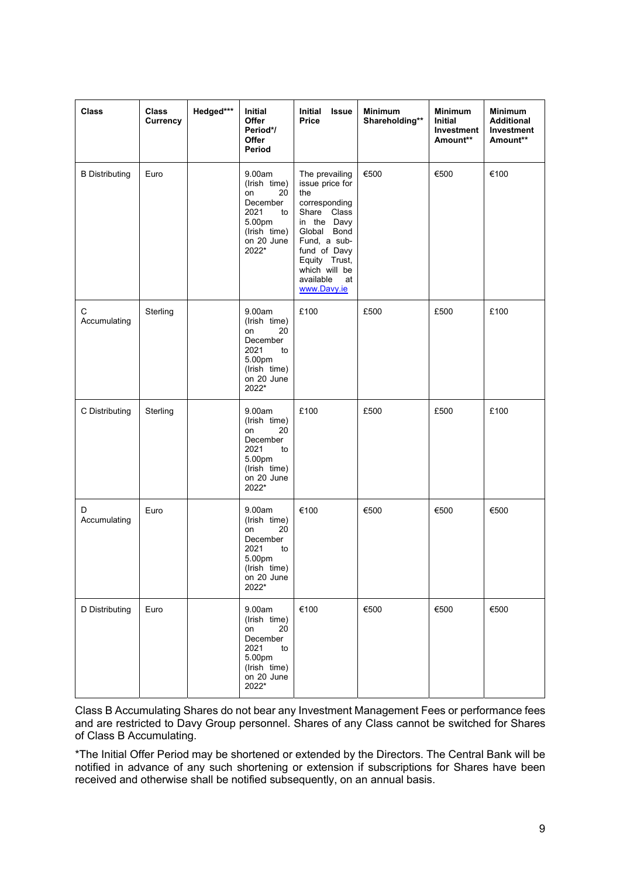| Class | Class Currency | Hedged*** | Initial Offer Period*/ Offer Period | Initial Issue Price | Minimum Shareholding** | Minimum Initial Investment Amount** | Minimum Additional Investment Amount** |
|---|---|---|---|---|---|---|---|
| B Distributing | Euro | | 9.00am (Irish time) on 20 December 2021 to 5.00pm (Irish time) on 20 June 2022* | The prevailing issue price for the corresponding Share Class in the Davy Global Bond Fund, a sub-fund of Davy Equity Trust, which will be available at www.Davy.ie | €500 | €500 | €100 |
| C Accumulating | Sterling | | 9.00am (Irish time) on 20 December 2021 to 5.00pm (Irish time) on 20 June 2022* | £100 | £500 | £500 | £100 |
| C Distributing | Sterling | | 9.00am (Irish time) on 20 December 2021 to 5.00pm (Irish time) on 20 June 2022* | £100 | £500 | £500 | £100 |
| D Accumulating | Euro | | 9.00am (Irish time) on 20 December 2021 to 5.00pm (Irish time) on 20 June 2022* | €100 | €500 | €500 | €500 |
| D Distributing | Euro | | 9.00am (Irish time) on 20 December 2021 to 5.00pm (Irish time) on 20 June 2022* | €100 | €500 | €500 | €500 |

Class B Accumulating Shares do not bear any Investment Management Fees or performance fees and are restricted to Davy Group personnel. Shares of any Class cannot be switched for Shares of Class B Accumulating.

*The Initial Offer Period may be shortened or extended by the Directors. The Central Bank will be notified in advance of any such shortening or extension if subscriptions for Shares have been received and otherwise shall be notified subsequently, on an annual basis.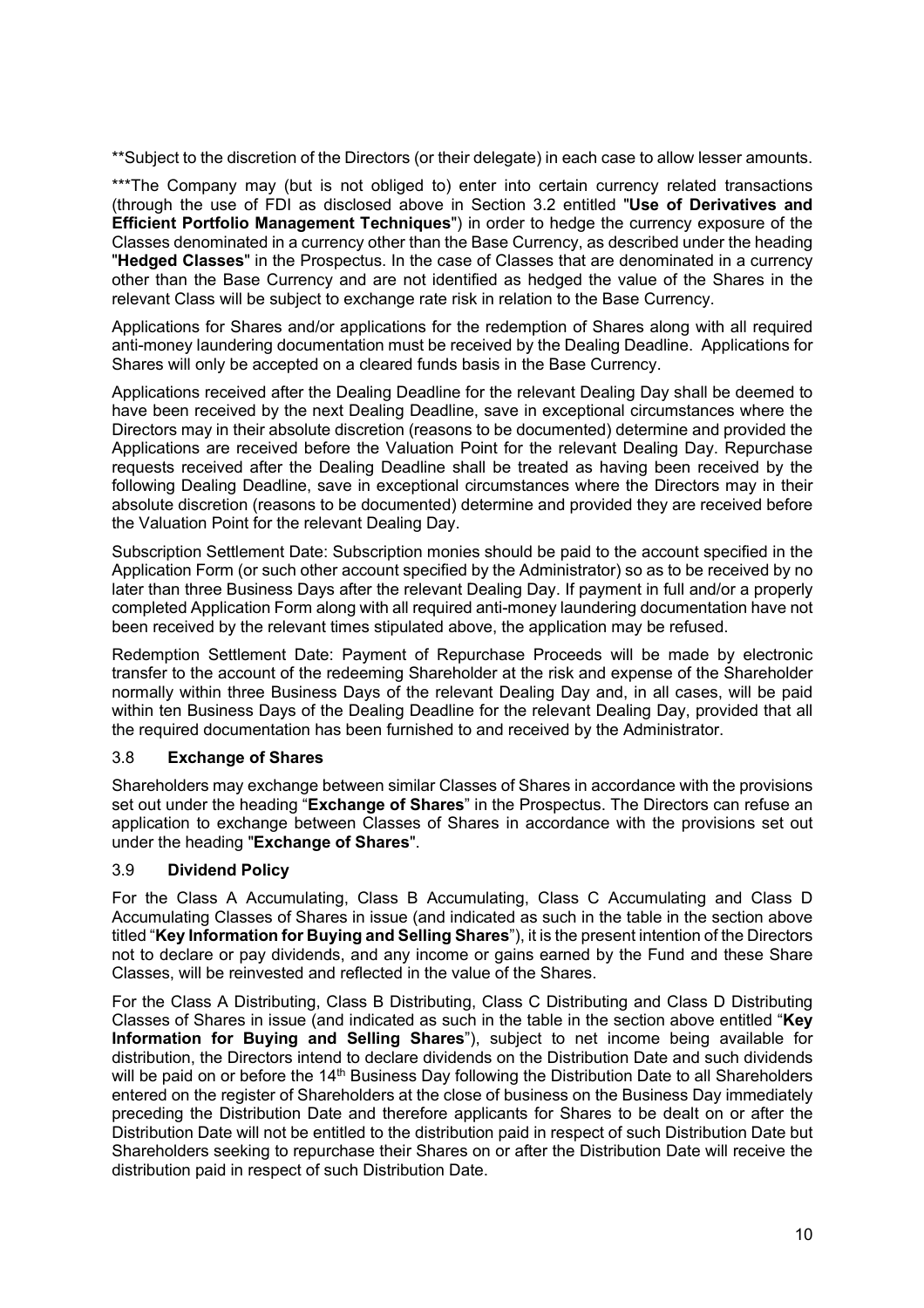**Subject to the discretion of the Directors (or their delegate) in each case to allow lesser amounts.

***The Company may (but is not obliged to) enter into certain currency related transactions (through the use of FDI as disclosed above in Section 3.2 entitled "**Use of Derivatives and Efficient Portfolio Management Techniques**") in order to hedge the currency exposure of the Classes denominated in a currency other than the Base Currency, as described under the heading "**Hedged Classes**" in the Prospectus. In the case of Classes that are denominated in a currency other than the Base Currency and are not identified as hedged the value of the Shares in the relevant Class will be subject to exchange rate risk in relation to the Base Currency.

Applications for Shares and/or applications for the redemption of Shares along with all required anti-money laundering documentation must be received by the Dealing Deadline. Applications for Shares will only be accepted on a cleared funds basis in the Base Currency.

Applications received after the Dealing Deadline for the relevant Dealing Day shall be deemed to have been received by the next Dealing Deadline, save in exceptional circumstances where the Directors may in their absolute discretion (reasons to be documented) determine and provided the Applications are received before the Valuation Point for the relevant Dealing Day. Repurchase requests received after the Dealing Deadline shall be treated as having been received by the following Dealing Deadline, save in exceptional circumstances where the Directors may in their absolute discretion (reasons to be documented) determine and provided they are received before the Valuation Point for the relevant Dealing Day.

Subscription Settlement Date: Subscription monies should be paid to the account specified in the Application Form (or such other account specified by the Administrator) so as to be received by no later than three Business Days after the relevant Dealing Day. If payment in full and/or a properly completed Application Form along with all required anti-money laundering documentation have not been received by the relevant times stipulated above, the application may be refused.

Redemption Settlement Date: Payment of Repurchase Proceeds will be made by electronic transfer to the account of the redeeming Shareholder at the risk and expense of the Shareholder normally within three Business Days of the relevant Dealing Day and, in all cases, will be paid within ten Business Days of the Dealing Deadline for the relevant Dealing Day, provided that all the required documentation has been furnished to and received by the Administrator.

### 3.8 Exchange of Shares

Shareholders may exchange between similar Classes of Shares in accordance with the provisions set out under the heading "**Exchange of Shares**" in the Prospectus. The Directors can refuse an application to exchange between Classes of Shares in accordance with the provisions set out under the heading "**Exchange of Shares**".

### 3.9 Dividend Policy

For the Class A Accumulating, Class B Accumulating, Class C Accumulating and Class D Accumulating Classes of Shares in issue (and indicated as such in the table in the section above titled "**Key Information for Buying and Selling Shares**"), it is the present intention of the Directors not to declare or pay dividends, and any income or gains earned by the Fund and these Share Classes, will be reinvested and reflected in the value of the Shares.

For the Class A Distributing, Class B Distributing, Class C Distributing and Class D Distributing Classes of Shares in issue (and indicated as such in the table in the section above entitled "**Key Information for Buying and Selling Shares**"), subject to net income being available for distribution, the Directors intend to declare dividends on the Distribution Date and such dividends will be paid on or before the 14th Business Day following the Distribution Date to all Shareholders entered on the register of Shareholders at the close of business on the Business Day immediately preceding the Distribution Date and therefore applicants for Shares to be dealt on or after the Distribution Date will not be entitled to the distribution paid in respect of such Distribution Date but Shareholders seeking to repurchase their Shares on or after the Distribution Date will receive the distribution paid in respect of such Distribution Date.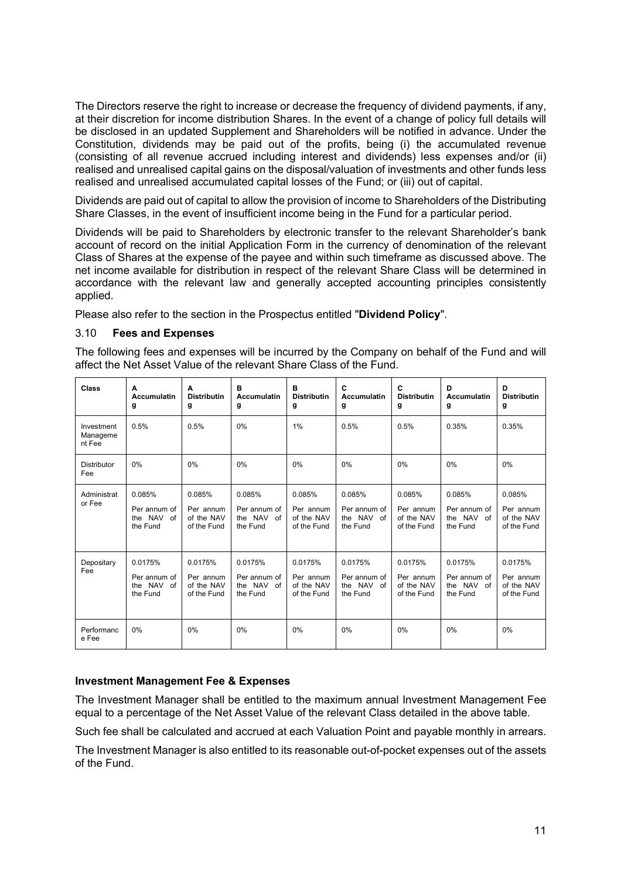The Directors reserve the right to increase or decrease the frequency of dividend payments, if any, at their discretion for income distribution Shares. In the event of a change of policy full details will be disclosed in an updated Supplement and Shareholders will be notified in advance. Under the Constitution, dividends may be paid out of the profits, being (i) the accumulated revenue (consisting of all revenue accrued including interest and dividends) less expenses and/or (ii) realised and unrealised capital gains on the disposal/valuation of investments and other funds less realised and unrealised accumulated capital losses of the Fund; or (iii) out of capital.

Dividends are paid out of capital to allow the provision of income to Shareholders of the Distributing Share Classes, in the event of insufficient income being in the Fund for a particular period.

Dividends will be paid to Shareholders by electronic transfer to the relevant Shareholder's bank account of record on the initial Application Form in the currency of denomination of the relevant Class of Shares at the expense of the payee and within such timeframe as discussed above. The net income available for distribution in respect of the relevant Share Class will be determined in accordance with the relevant law and generally accepted accounting principles consistently applied.

Please also refer to the section in the Prospectus entitled "**Dividend Policy**".

### 3.10 Fees and Expenses

The following fees and expenses will be incurred by the Company on behalf of the Fund and will affect the Net Asset Value of the relevant Share Class of the Fund.

| Class | A Accumulating | A Distributing | B Accumulating | B Distributing | C Accumulating | C Distributing | D Accumulating | D Distributing |
|---|---|---|---|---|---|---|---|---|
| Investment Management Fee | 0.5% | 0.5% | 0% | 1% | 0.5% | 0.5% | 0.35% | 0.35% |
| Distributor Fee | 0% | 0% | 0% | 0% | 0% | 0% | 0% | 0% |
| Administrator Fee | 0.085% Per annum of the NAV of the Fund | 0.085% Per annum of the NAV of the Fund | 0.085% Per annum of the NAV of the Fund | 0.085% Per annum of the NAV of the Fund | 0.085% Per annum of the NAV of the Fund | 0.085% Per annum of the NAV of the Fund | 0.085% Per annum of the NAV of the Fund | 0.085% Per annum of the NAV of the Fund |
| Depositary Fee | 0.0175% Per annum of the NAV of the Fund | 0.0175% Per annum of the NAV of the Fund | 0.0175% Per annum of the NAV of the Fund | 0.0175% Per annum of the NAV of the Fund | 0.0175% Per annum of the NAV of the Fund | 0.0175% Per annum of the NAV of the Fund | 0.0175% Per annum of the NAV of the Fund | 0.0175% Per annum of the NAV of the Fund |
| Performance Fee | 0% | 0% | 0% | 0% | 0% | 0% | 0% | 0% |

**Investment Management Fee & Expenses**

The Investment Manager shall be entitled to the maximum annual Investment Management Fee equal to a percentage of the Net Asset Value of the relevant Class detailed in the above table.

Such fee shall be calculated and accrued at each Valuation Point and payable monthly in arrears.

The Investment Manager is also entitled to its reasonable out-of-pocket expenses out of the assets of the Fund.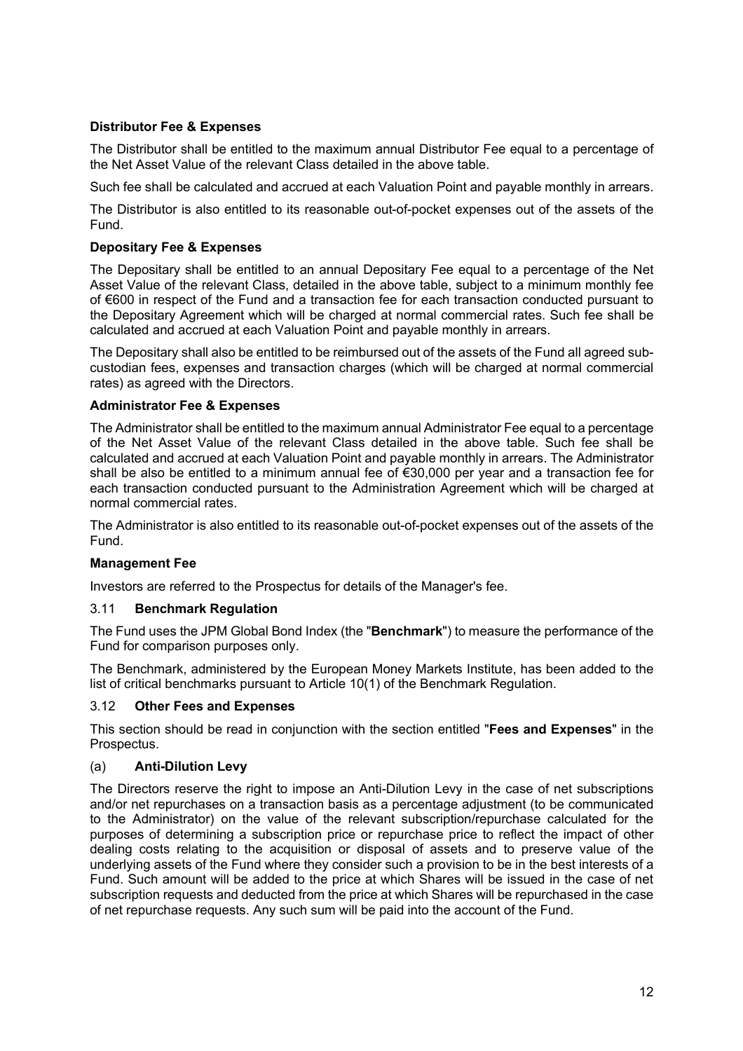**Distributor Fee & Expenses**

The Distributor shall be entitled to the maximum annual Distributor Fee equal to a percentage of the Net Asset Value of the relevant Class detailed in the above table.

Such fee shall be calculated and accrued at each Valuation Point and payable monthly in arrears.

The Distributor is also entitled to its reasonable out-of-pocket expenses out of the assets of the Fund.

**Depositary Fee & Expenses**

The Depositary shall be entitled to an annual Depositary Fee equal to a percentage of the Net Asset Value of the relevant Class, detailed in the above table, subject to a minimum monthly fee of €600 in respect of the Fund and a transaction fee for each transaction conducted pursuant to the Depositary Agreement which will be charged at normal commercial rates. Such fee shall be calculated and accrued at each Valuation Point and payable monthly in arrears.

The Depositary shall also be entitled to be reimbursed out of the assets of the Fund all agreed sub-custodian fees, expenses and transaction charges (which will be charged at normal commercial rates) as agreed with the Directors.

**Administrator Fee & Expenses**

The Administrator shall be entitled to the maximum annual Administrator Fee equal to a percentage of the Net Asset Value of the relevant Class detailed in the above table. Such fee shall be calculated and accrued at each Valuation Point and payable monthly in arrears. The Administrator shall be also be entitled to a minimum annual fee of €30,000 per year and a transaction fee for each transaction conducted pursuant to the Administration Agreement which will be charged at normal commercial rates.

The Administrator is also entitled to its reasonable out-of-pocket expenses out of the assets of the Fund.

**Management Fee**

Investors are referred to the Prospectus for details of the Manager's fee.

### 3.11 Benchmark Regulation

The Fund uses the JPM Global Bond Index (the "**Benchmark**") to measure the performance of the Fund for comparison purposes only.

The Benchmark, administered by the European Money Markets Institute, has been added to the list of critical benchmarks pursuant to Article 10(1) of the Benchmark Regulation.

### 3.12 Other Fees and Expenses

This section should be read in conjunction with the section entitled "**Fees and Expenses**" in the Prospectus.

#### (a) Anti-Dilution Levy

The Directors reserve the right to impose an Anti-Dilution Levy in the case of net subscriptions and/or net repurchases on a transaction basis as a percentage adjustment (to be communicated to the Administrator) on the value of the relevant subscription/repurchase calculated for the purposes of determining a subscription price or repurchase price to reflect the impact of other dealing costs relating to the acquisition or disposal of assets and to preserve value of the underlying assets of the Fund where they consider such a provision to be in the best interests of a Fund. Such amount will be added to the price at which Shares will be issued in the case of net subscription requests and deducted from the price at which Shares will be repurchased in the case of net repurchase requests. Any such sum will be paid into the account of the Fund.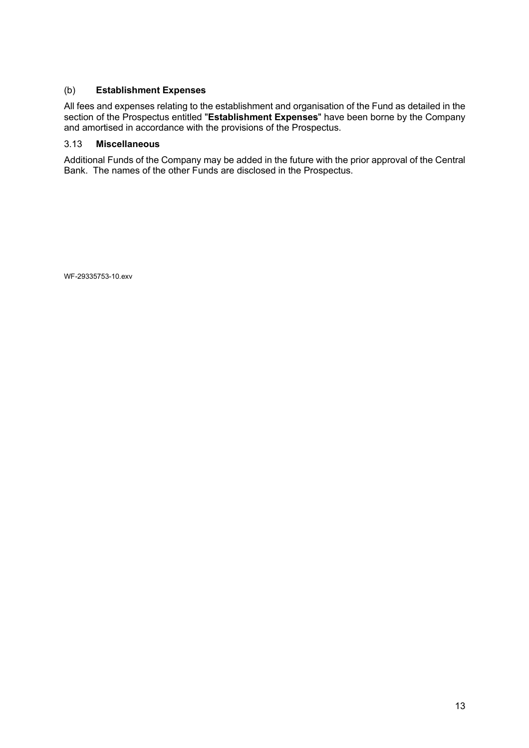### (b) **Establishment Expenses**

All fees and expenses relating to the establishment and organisation of the Fund as detailed in the section of the Prospectus entitled "**Establishment Expenses**" have been borne by the Company and amortised in accordance with the provisions of the Prospectus.

### 3.13 **Miscellaneous**

Additional Funds of the Company may be added in the future with the prior approval of the Central Bank. The names of the other Funds are disclosed in the Prospectus.

WF-29335753-10.exv